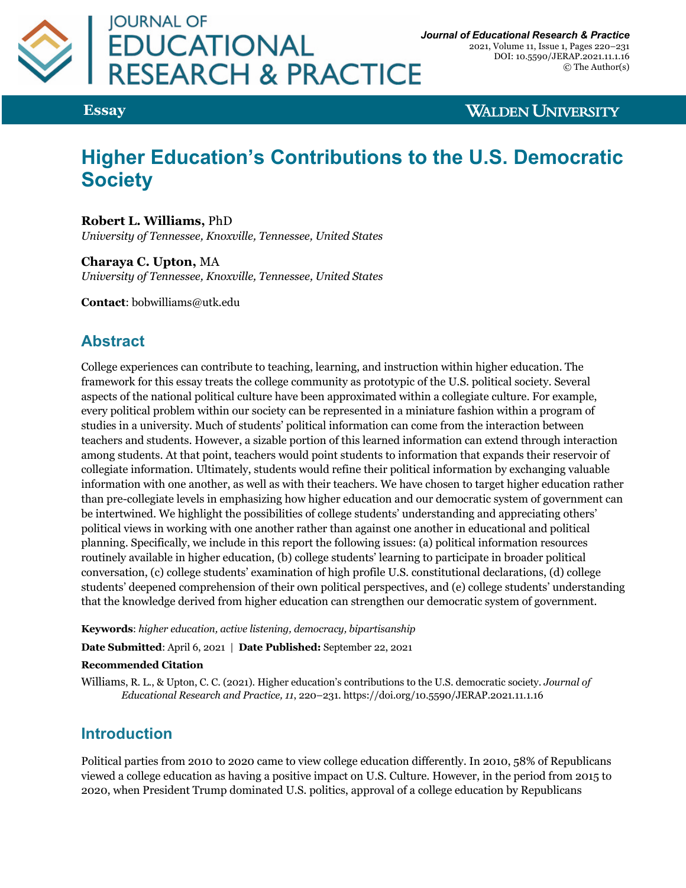Essay

# Higher Education's Contributions to the U.S. Democratic Society

**Robert L. Williams,** PhD
*University of Tennessee, Knoxville, Tennessee, United States*

**Charaya C. Upton,** MA
*University of Tennessee, Knoxville, Tennessee, United States*

**Contact**: bobwilliams@utk.edu

## Abstract

College experiences can contribute to teaching, learning, and instruction within higher education. The framework for this essay treats the college community as prototypic of the U.S. political society. Several aspects of the national political culture have been approximated within a collegiate culture. For example, every political problem within our society can be represented in a miniature fashion within a program of studies in a university. Much of students' political information can come from the interaction between teachers and students. However, a sizable portion of this learned information can extend through interaction among students. At that point, teachers would point students to information that expands their reservoir of collegiate information. Ultimately, students would refine their political information by exchanging valuable information with one another, as well as with their teachers. We have chosen to target higher education rather than pre-collegiate levels in emphasizing how higher education and our democratic system of government can be intertwined. We highlight the possibilities of college students' understanding and appreciating others' political views in working with one another rather than against one another in educational and political planning. Specifically, we include in this report the following issues: (a) political information resources routinely available in higher education, (b) college students' learning to participate in broader political conversation, (c) college students' examination of high profile U.S. constitutional declarations, (d) college students' deepened comprehension of their own political perspectives, and (e) college students' understanding that the knowledge derived from higher education can strengthen our democratic system of government.

**Keywords**: *higher education, active listening, democracy, bipartisanship*

**Date Submitted**: April 6, 2021 | **Date Published:** September 22, 2021

**Recommended Citation**

Williams, R. L., & Upton, C. C. (2021). Higher education's contributions to the U.S. democratic society. *Journal of Educational Research and Practice, 11*, 220–231. https://doi.org/10.5590/JERAP.2021.11.1.16

## Introduction

Political parties from 2010 to 2020 came to view college education differently. In 2010, 58% of Republicans viewed a college education as having a positive impact on U.S. Culture. However, in the period from 2015 to 2020, when President Trump dominated U.S. politics, approval of a college education by Republicans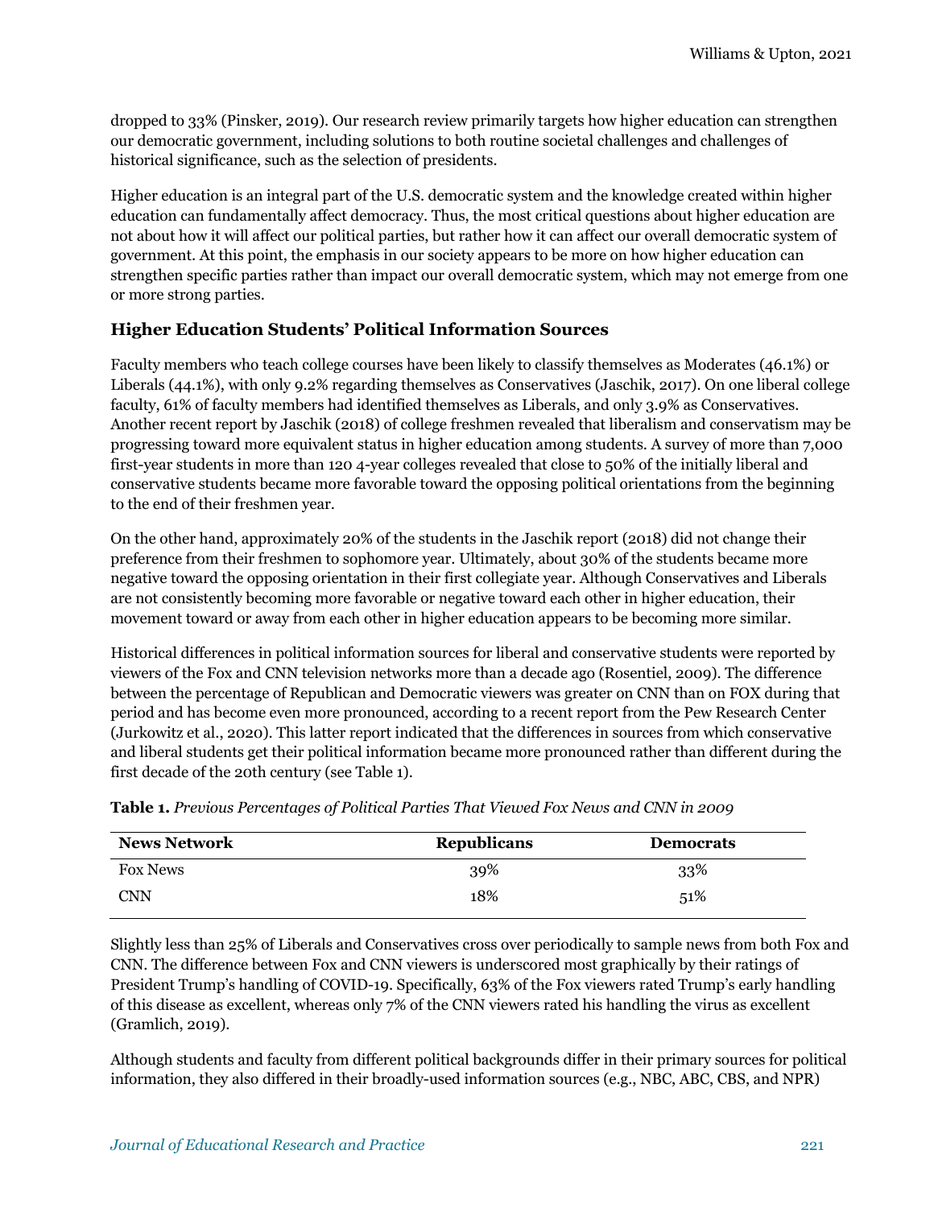dropped to 33% (Pinsker, 2019). Our research review primarily targets how higher education can strengthen our democratic government, including solutions to both routine societal challenges and challenges of historical significance, such as the selection of presidents.

Higher education is an integral part of the U.S. democratic system and the knowledge created within higher education can fundamentally affect democracy. Thus, the most critical questions about higher education are not about how it will affect our political parties, but rather how it can affect our overall democratic system of government. At this point, the emphasis in our society appears to be more on how higher education can strengthen specific parties rather than impact our overall democratic system, which may not emerge from one or more strong parties.

## Higher Education Students' Political Information Sources

Faculty members who teach college courses have been likely to classify themselves as Moderates (46.1%) or Liberals (44.1%), with only 9.2% regarding themselves as Conservatives (Jaschik, 2017). On one liberal college faculty, 61% of faculty members had identified themselves as Liberals, and only 3.9% as Conservatives. Another recent report by Jaschik (2018) of college freshmen revealed that liberalism and conservatism may be progressing toward more equivalent status in higher education among students. A survey of more than 7,000 first-year students in more than 120 4-year colleges revealed that close to 50% of the initially liberal and conservative students became more favorable toward the opposing political orientations from the beginning to the end of their freshmen year.

On the other hand, approximately 20% of the students in the Jaschik report (2018) did not change their preference from their freshmen to sophomore year. Ultimately, about 30% of the students became more negative toward the opposing orientation in their first collegiate year. Although Conservatives and Liberals are not consistently becoming more favorable or negative toward each other in higher education, their movement toward or away from each other in higher education appears to be becoming more similar.

Historical differences in political information sources for liberal and conservative students were reported by viewers of the Fox and CNN television networks more than a decade ago (Rosentiel, 2009). The difference between the percentage of Republican and Democratic viewers was greater on CNN than on FOX during that period and has become even more pronounced, according to a recent report from the Pew Research Center (Jurkowitz et al., 2020). This latter report indicated that the differences in sources from which conservative and liberal students get their political information became more pronounced rather than different during the first decade of the 20th century (see Table 1).

**Table 1.** *Previous Percentages of Political Parties That Viewed Fox News and CNN in 2009*

| News Network | Republicans | Democrats |
|---|---|---|
| Fox News | 39% | 33% |
| CNN | 18% | 51% |

Slightly less than 25% of Liberals and Conservatives cross over periodically to sample news from both Fox and CNN. The difference between Fox and CNN viewers is underscored most graphically by their ratings of President Trump's handling of COVID-19. Specifically, 63% of the Fox viewers rated Trump's early handling of this disease as excellent, whereas only 7% of the CNN viewers rated his handling the virus as excellent (Gramlich, 2019).

Although students and faculty from different political backgrounds differ in their primary sources for political information, they also differed in their broadly-used information sources (e.g., NBC, ABC, CBS, and NPR)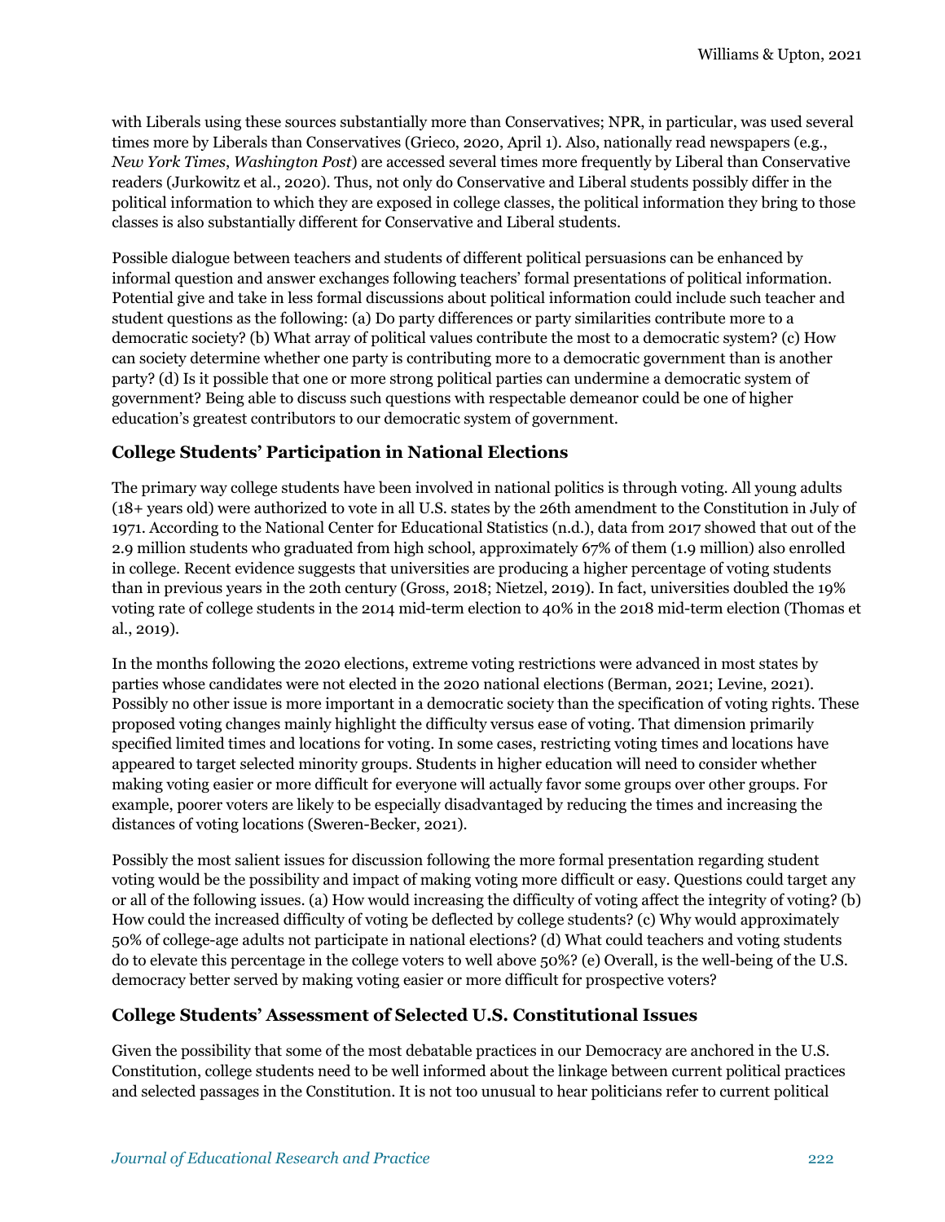with Liberals using these sources substantially more than Conservatives; NPR, in particular, was used several times more by Liberals than Conservatives (Grieco, 2020, April 1). Also, nationally read newspapers (e.g., *New York Times*, *Washington Post*) are accessed several times more frequently by Liberal than Conservative readers (Jurkowitz et al., 2020). Thus, not only do Conservative and Liberal students possibly differ in the political information to which they are exposed in college classes, the political information they bring to those classes is also substantially different for Conservative and Liberal students.

Possible dialogue between teachers and students of different political persuasions can be enhanced by informal question and answer exchanges following teachers' formal presentations of political information. Potential give and take in less formal discussions about political information could include such teacher and student questions as the following: (a) Do party differences or party similarities contribute more to a democratic society? (b) What array of political values contribute the most to a democratic system? (c) How can society determine whether one party is contributing more to a democratic government than is another party? (d) Is it possible that one or more strong political parties can undermine a democratic system of government? Being able to discuss such questions with respectable demeanor could be one of higher education's greatest contributors to our democratic system of government.

## College Students' Participation in National Elections

The primary way college students have been involved in national politics is through voting. All young adults (18+ years old) were authorized to vote in all U.S. states by the 26th amendment to the Constitution in July of 1971. According to the National Center for Educational Statistics (n.d.), data from 2017 showed that out of the 2.9 million students who graduated from high school, approximately 67% of them (1.9 million) also enrolled in college. Recent evidence suggests that universities are producing a higher percentage of voting students than in previous years in the 20th century (Gross, 2018; Nietzel, 2019). In fact, universities doubled the 19% voting rate of college students in the 2014 mid-term election to 40% in the 2018 mid-term election (Thomas et al., 2019).

In the months following the 2020 elections, extreme voting restrictions were advanced in most states by parties whose candidates were not elected in the 2020 national elections (Berman, 2021; Levine, 2021). Possibly no other issue is more important in a democratic society than the specification of voting rights. These proposed voting changes mainly highlight the difficulty versus ease of voting. That dimension primarily specified limited times and locations for voting. In some cases, restricting voting times and locations have appeared to target selected minority groups. Students in higher education will need to consider whether making voting easier or more difficult for everyone will actually favor some groups over other groups. For example, poorer voters are likely to be especially disadvantaged by reducing the times and increasing the distances of voting locations (Sweren-Becker, 2021).

Possibly the most salient issues for discussion following the more formal presentation regarding student voting would be the possibility and impact of making voting more difficult or easy. Questions could target any or all of the following issues. (a) How would increasing the difficulty of voting affect the integrity of voting? (b) How could the increased difficulty of voting be deflected by college students? (c) Why would approximately 50% of college-age adults not participate in national elections? (d) What could teachers and voting students do to elevate this percentage in the college voters to well above 50%? (e) Overall, is the well-being of the U.S. democracy better served by making voting easier or more difficult for prospective voters?

## College Students' Assessment of Selected U.S. Constitutional Issues

Given the possibility that some of the most debatable practices in our Democracy are anchored in the U.S. Constitution, college students need to be well informed about the linkage between current political practices and selected passages in the Constitution. It is not too unusual to hear politicians refer to current political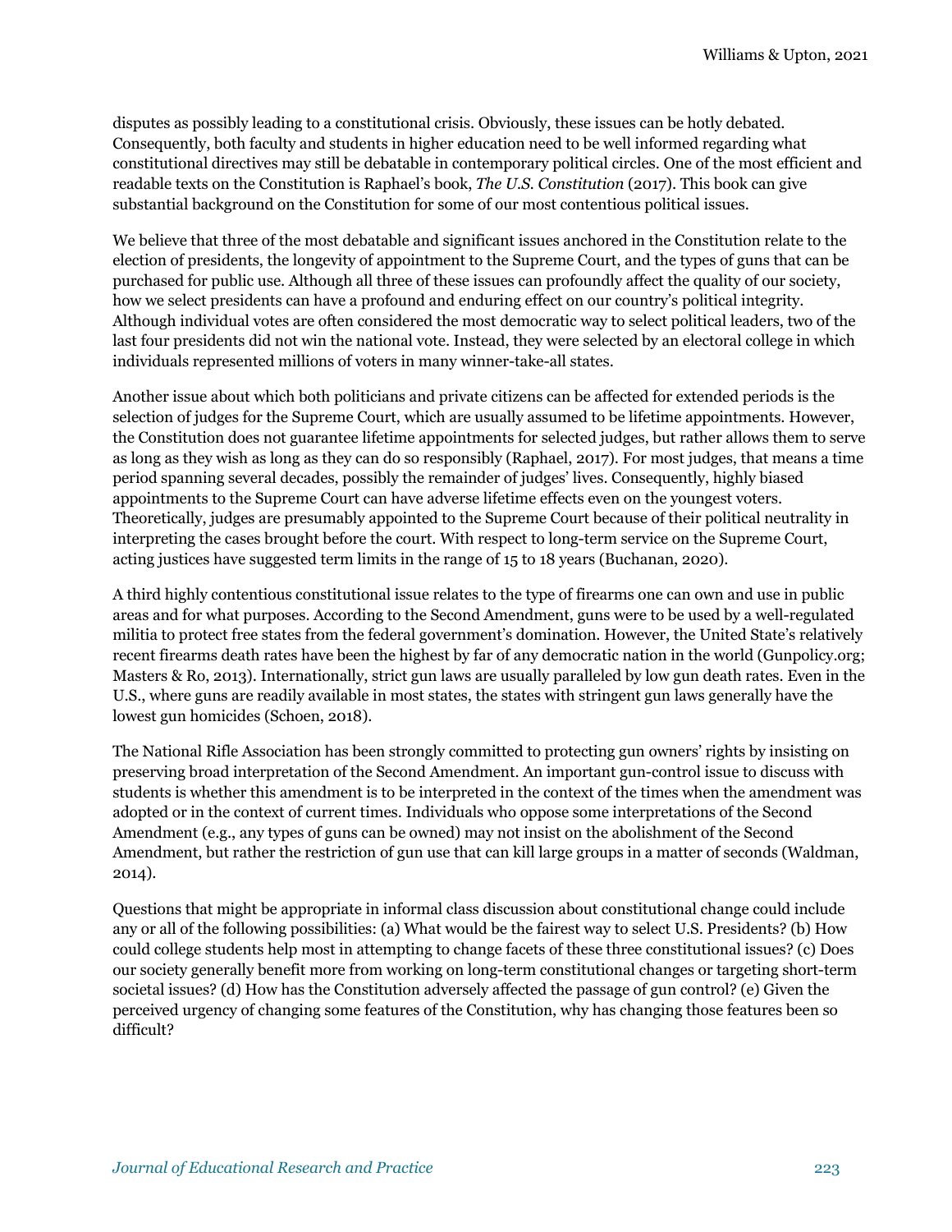disputes as possibly leading to a constitutional crisis. Obviously, these issues can be hotly debated. Consequently, both faculty and students in higher education need to be well informed regarding what constitutional directives may still be debatable in contemporary political circles. One of the most efficient and readable texts on the Constitution is Raphael's book, *The U.S. Constitution* (2017). This book can give substantial background on the Constitution for some of our most contentious political issues.

We believe that three of the most debatable and significant issues anchored in the Constitution relate to the election of presidents, the longevity of appointment to the Supreme Court, and the types of guns that can be purchased for public use. Although all three of these issues can profoundly affect the quality of our society, how we select presidents can have a profound and enduring effect on our country's political integrity. Although individual votes are often considered the most democratic way to select political leaders, two of the last four presidents did not win the national vote. Instead, they were selected by an electoral college in which individuals represented millions of voters in many winner-take-all states.

Another issue about which both politicians and private citizens can be affected for extended periods is the selection of judges for the Supreme Court, which are usually assumed to be lifetime appointments. However, the Constitution does not guarantee lifetime appointments for selected judges, but rather allows them to serve as long as they wish as long as they can do so responsibly (Raphael, 2017). For most judges, that means a time period spanning several decades, possibly the remainder of judges' lives. Consequently, highly biased appointments to the Supreme Court can have adverse lifetime effects even on the youngest voters. Theoretically, judges are presumably appointed to the Supreme Court because of their political neutrality in interpreting the cases brought before the court. With respect to long-term service on the Supreme Court, acting justices have suggested term limits in the range of 15 to 18 years (Buchanan, 2020).

A third highly contentious constitutional issue relates to the type of firearms one can own and use in public areas and for what purposes. According to the Second Amendment, guns were to be used by a well-regulated militia to protect free states from the federal government's domination. However, the United State's relatively recent firearms death rates have been the highest by far of any democratic nation in the world (Gunpolicy.org; Masters & Ro, 2013). Internationally, strict gun laws are usually paralleled by low gun death rates. Even in the U.S., where guns are readily available in most states, the states with stringent gun laws generally have the lowest gun homicides (Schoen, 2018).

The National Rifle Association has been strongly committed to protecting gun owners' rights by insisting on preserving broad interpretation of the Second Amendment. An important gun-control issue to discuss with students is whether this amendment is to be interpreted in the context of the times when the amendment was adopted or in the context of current times. Individuals who oppose some interpretations of the Second Amendment (e.g., any types of guns can be owned) may not insist on the abolishment of the Second Amendment, but rather the restriction of gun use that can kill large groups in a matter of seconds (Waldman, 2014).

Questions that might be appropriate in informal class discussion about constitutional change could include any or all of the following possibilities: (a) What would be the fairest way to select U.S. Presidents? (b) How could college students help most in attempting to change facets of these three constitutional issues? (c) Does our society generally benefit more from working on long-term constitutional changes or targeting short-term societal issues? (d) How has the Constitution adversely affected the passage of gun control? (e) Given the perceived urgency of changing some features of the Constitution, why has changing those features been so difficult?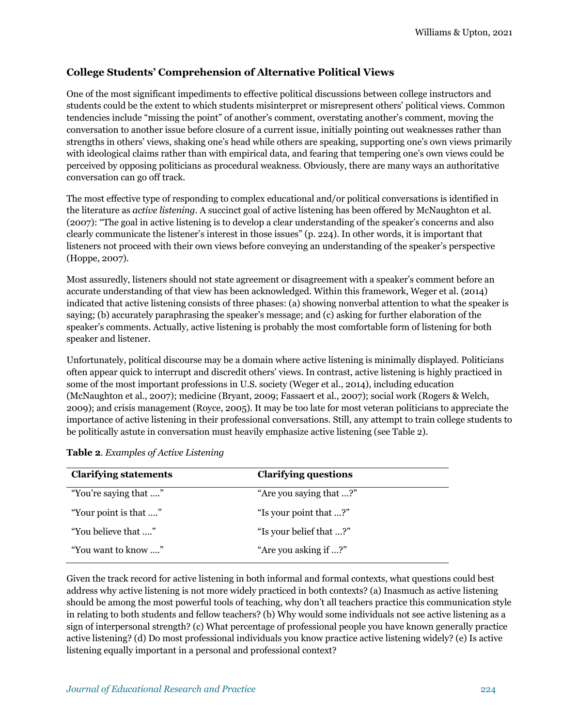### College Students' Comprehension of Alternative Political Views

One of the most significant impediments to effective political discussions between college instructors and students could be the extent to which students misinterpret or misrepresent others' political views. Common tendencies include "missing the point" of another's comment, overstating another's comment, moving the conversation to another issue before closure of a current issue, initially pointing out weaknesses rather than strengths in others' views, shaking one's head while others are speaking, supporting one's own views primarily with ideological claims rather than with empirical data, and fearing that tempering one's own views could be perceived by opposing politicians as procedural weakness. Obviously, there are many ways an authoritative conversation can go off track.

The most effective type of responding to complex educational and/or political conversations is identified in the literature as *active listening*. A succinct goal of active listening has been offered by McNaughton et al. (2007): "The goal in active listening is to develop a clear understanding of the speaker's concerns and also clearly communicate the listener's interest in those issues" (p. 224). In other words, it is important that listeners not proceed with their own views before conveying an understanding of the speaker's perspective (Hoppe, 2007).

Most assuredly, listeners should not state agreement or disagreement with a speaker's comment before an accurate understanding of that view has been acknowledged. Within this framework, Weger et al. (2014) indicated that active listening consists of three phases: (a) showing nonverbal attention to what the speaker is saying; (b) accurately paraphrasing the speaker's message; and (c) asking for further elaboration of the speaker's comments. Actually, active listening is probably the most comfortable form of listening for both speaker and listener.

Unfortunately, political discourse may be a domain where active listening is minimally displayed. Politicians often appear quick to interrupt and discredit others' views. In contrast, active listening is highly practiced in some of the most important professions in U.S. society (Weger et al., 2014), including education (McNaughton et al., 2007); medicine (Bryant, 2009; Fassaert et al., 2007); social work (Rogers & Welch, 2009); and crisis management (Royce, 2005). It may be too late for most veteran politicians to appreciate the importance of active listening in their professional conversations. Still, any attempt to train college students to be politically astute in conversation must heavily emphasize active listening (see Table 2).

**Table 2**. *Examples of Active Listening*

| Clarifying statements | Clarifying questions |
|---|---|
| "You're saying that ...." | "Are you saying that ...?" |
| "Your point is that ...." | "Is your point that ...?" |
| "You believe that ...." | "Is your belief that ...?" |
| "You want to know ...." | "Are you asking if ...?" |

Given the track record for active listening in both informal and formal contexts, what questions could best address why active listening is not more widely practiced in both contexts? (a) Inasmuch as active listening should be among the most powerful tools of teaching, why don't all teachers practice this communication style in relating to both students and fellow teachers? (b) Why would some individuals not see active listening as a sign of interpersonal strength? (c) What percentage of professional people you have known generally practice active listening? (d) Do most professional individuals you know practice active listening widely? (e) Is active listening equally important in a personal and professional context?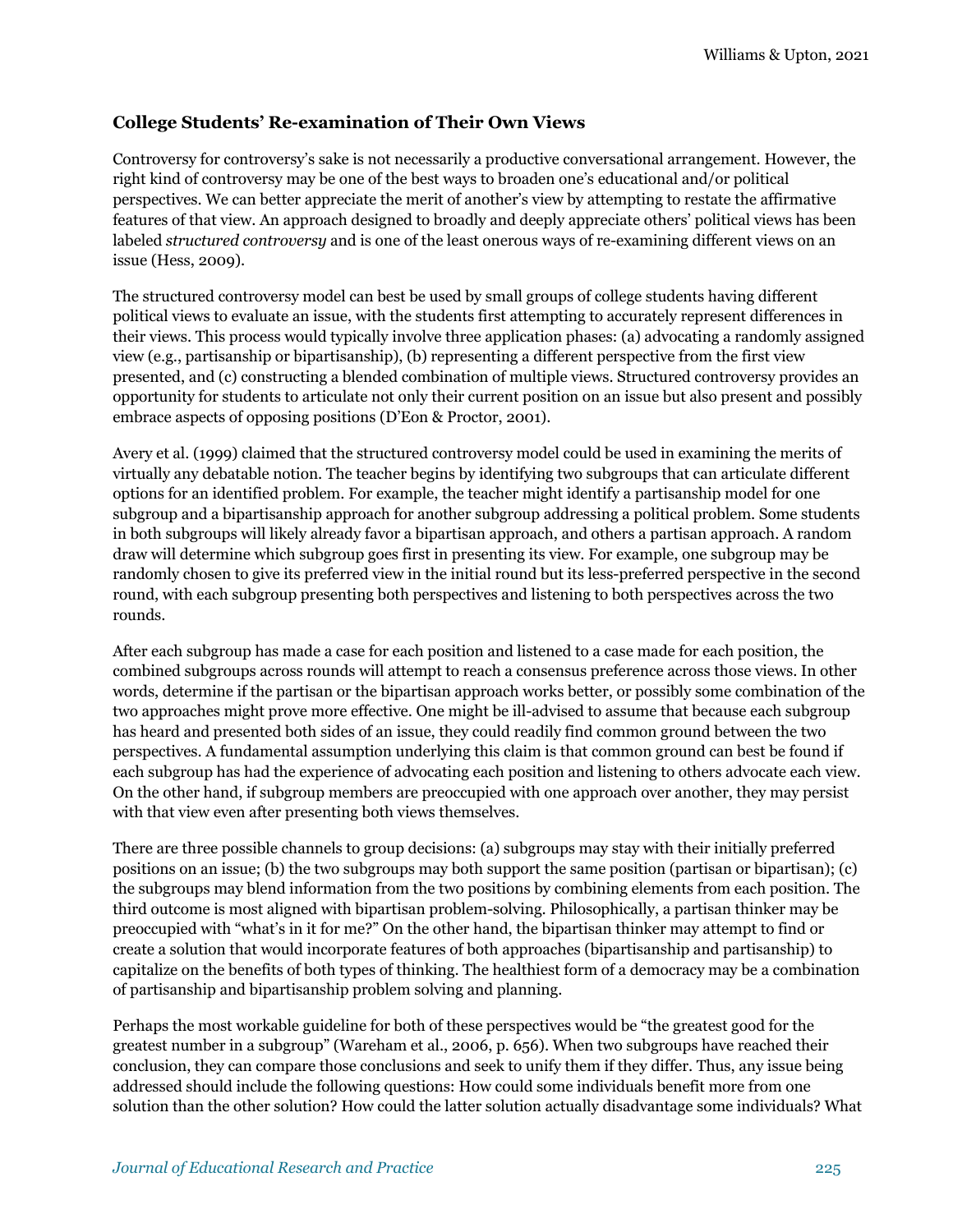### College Students' Re-examination of Their Own Views

Controversy for controversy's sake is not necessarily a productive conversational arrangement. However, the right kind of controversy may be one of the best ways to broaden one's educational and/or political perspectives. We can better appreciate the merit of another's view by attempting to restate the affirmative features of that view. An approach designed to broadly and deeply appreciate others' political views has been labeled *structured controversy* and is one of the least onerous ways of re-examining different views on an issue (Hess, 2009).

The structured controversy model can best be used by small groups of college students having different political views to evaluate an issue, with the students first attempting to accurately represent differences in their views. This process would typically involve three application phases: (a) advocating a randomly assigned view (e.g., partisanship or bipartisanship), (b) representing a different perspective from the first view presented, and (c) constructing a blended combination of multiple views. Structured controversy provides an opportunity for students to articulate not only their current position on an issue but also present and possibly embrace aspects of opposing positions (D'Eon & Proctor, 2001).

Avery et al. (1999) claimed that the structured controversy model could be used in examining the merits of virtually any debatable notion. The teacher begins by identifying two subgroups that can articulate different options for an identified problem. For example, the teacher might identify a partisanship model for one subgroup and a bipartisanship approach for another subgroup addressing a political problem. Some students in both subgroups will likely already favor a bipartisan approach, and others a partisan approach. A random draw will determine which subgroup goes first in presenting its view. For example, one subgroup may be randomly chosen to give its preferred view in the initial round but its less-preferred perspective in the second round, with each subgroup presenting both perspectives and listening to both perspectives across the two rounds.

After each subgroup has made a case for each position and listened to a case made for each position, the combined subgroups across rounds will attempt to reach a consensus preference across those views. In other words, determine if the partisan or the bipartisan approach works better, or possibly some combination of the two approaches might prove more effective. One might be ill-advised to assume that because each subgroup has heard and presented both sides of an issue, they could readily find common ground between the two perspectives. A fundamental assumption underlying this claim is that common ground can best be found if each subgroup has had the experience of advocating each position and listening to others advocate each view. On the other hand, if subgroup members are preoccupied with one approach over another, they may persist with that view even after presenting both views themselves.

There are three possible channels to group decisions: (a) subgroups may stay with their initially preferred positions on an issue; (b) the two subgroups may both support the same position (partisan or bipartisan); (c) the subgroups may blend information from the two positions by combining elements from each position. The third outcome is most aligned with bipartisan problem-solving. Philosophically, a partisan thinker may be preoccupied with "what's in it for me?" On the other hand, the bipartisan thinker may attempt to find or create a solution that would incorporate features of both approaches (bipartisanship and partisanship) to capitalize on the benefits of both types of thinking. The healthiest form of a democracy may be a combination of partisanship and bipartisanship problem solving and planning.

Perhaps the most workable guideline for both of these perspectives would be "the greatest good for the greatest number in a subgroup" (Wareham et al., 2006, p. 656). When two subgroups have reached their conclusion, they can compare those conclusions and seek to unify them if they differ. Thus, any issue being addressed should include the following questions: How could some individuals benefit more from one solution than the other solution? How could the latter solution actually disadvantage some individuals? What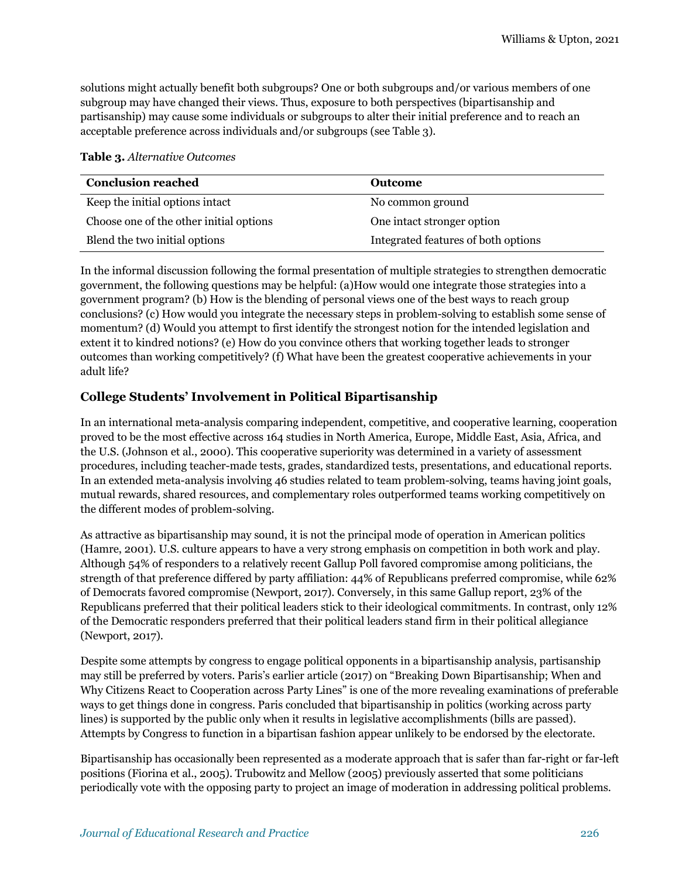solutions might actually benefit both subgroups? One or both subgroups and/or various members of one subgroup may have changed their views. Thus, exposure to both perspectives (bipartisanship and partisanship) may cause some individuals or subgroups to alter their initial preference and to reach an acceptable preference across individuals and/or subgroups (see Table 3).

**Table 3.** *Alternative Outcomes*

| Conclusion reached | Outcome |
|---|---|
| Keep the initial options intact | No common ground |
| Choose one of the other initial options | One intact stronger option |
| Blend the two initial options | Integrated features of both options |

In the informal discussion following the formal presentation of multiple strategies to strengthen democratic government, the following questions may be helpful: (a)How would one integrate those strategies into a government program? (b) How is the blending of personal views one of the best ways to reach group conclusions? (c) How would you integrate the necessary steps in problem-solving to establish some sense of momentum? (d) Would you attempt to first identify the strongest notion for the intended legislation and extent it to kindred notions? (e) How do you convince others that working together leads to stronger outcomes than working competitively? (f) What have been the greatest cooperative achievements in your adult life?

## College Students' Involvement in Political Bipartisanship

In an international meta-analysis comparing independent, competitive, and cooperative learning, cooperation proved to be the most effective across 164 studies in North America, Europe, Middle East, Asia, Africa, and the U.S. (Johnson et al., 2000). This cooperative superiority was determined in a variety of assessment procedures, including teacher-made tests, grades, standardized tests, presentations, and educational reports. In an extended meta-analysis involving 46 studies related to team problem-solving, teams having joint goals, mutual rewards, shared resources, and complementary roles outperformed teams working competitively on the different modes of problem-solving.

As attractive as bipartisanship may sound, it is not the principal mode of operation in American politics (Hamre, 2001). U.S. culture appears to have a very strong emphasis on competition in both work and play. Although 54% of responders to a relatively recent Gallup Poll favored compromise among politicians, the strength of that preference differed by party affiliation: 44% of Republicans preferred compromise, while 62% of Democrats favored compromise (Newport, 2017). Conversely, in this same Gallup report, 23% of the Republicans preferred that their political leaders stick to their ideological commitments. In contrast, only 12% of the Democratic responders preferred that their political leaders stand firm in their political allegiance (Newport, 2017).

Despite some attempts by congress to engage political opponents in a bipartisanship analysis, partisanship may still be preferred by voters. Paris's earlier article (2017) on "Breaking Down Bipartisanship; When and Why Citizens React to Cooperation across Party Lines" is one of the more revealing examinations of preferable ways to get things done in congress. Paris concluded that bipartisanship in politics (working across party lines) is supported by the public only when it results in legislative accomplishments (bills are passed). Attempts by Congress to function in a bipartisan fashion appear unlikely to be endorsed by the electorate.

Bipartisanship has occasionally been represented as a moderate approach that is safer than far-right or far-left positions (Fiorina et al., 2005). Trubowitz and Mellow (2005) previously asserted that some politicians periodically vote with the opposing party to project an image of moderation in addressing political problems.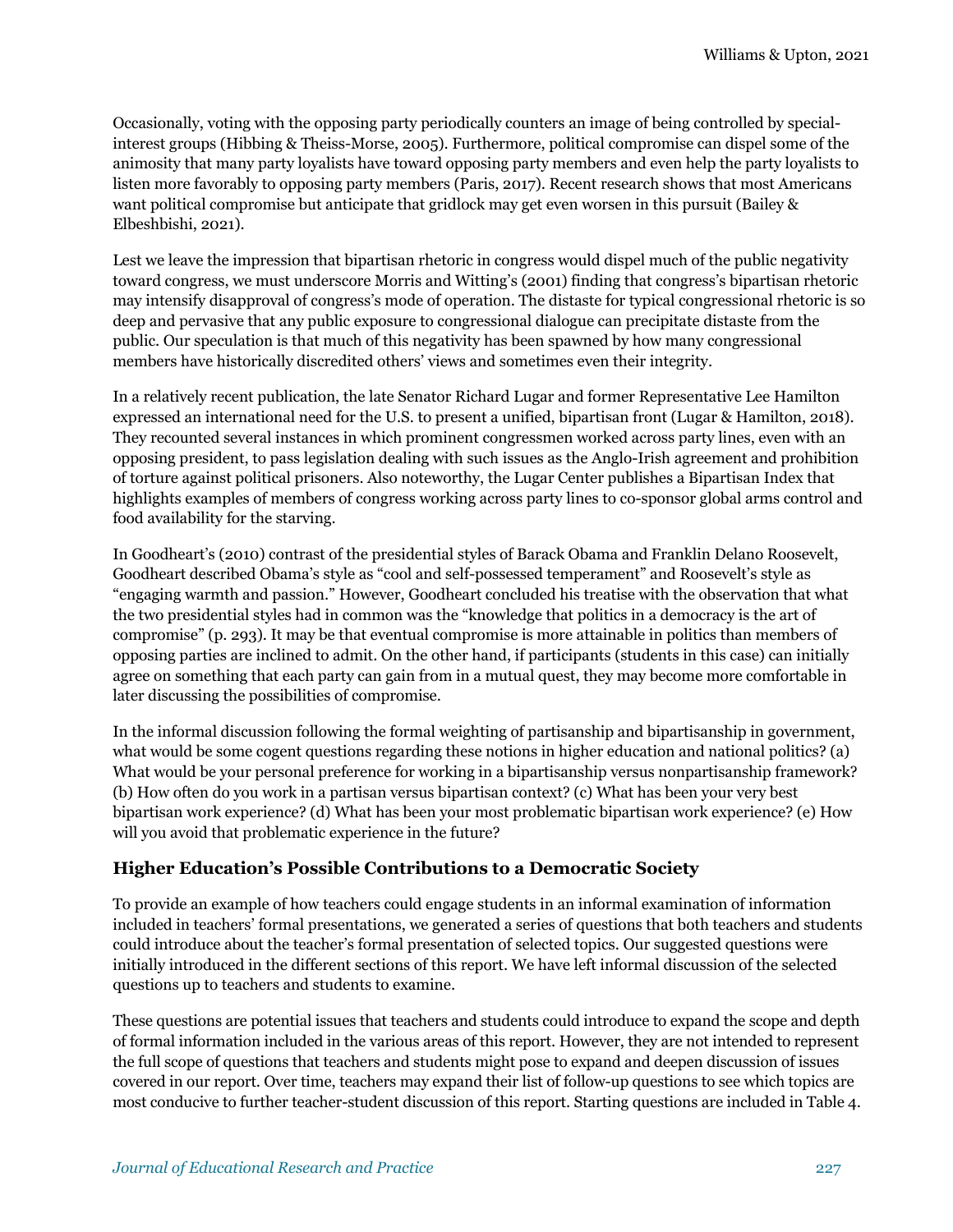Occasionally, voting with the opposing party periodically counters an image of being controlled by special-interest groups (Hibbing & Theiss-Morse, 2005). Furthermore, political compromise can dispel some of the animosity that many party loyalists have toward opposing party members and even help the party loyalists to listen more favorably to opposing party members (Paris, 2017). Recent research shows that most Americans want political compromise but anticipate that gridlock may get even worsen in this pursuit (Bailey & Elbeshbishi, 2021).

Lest we leave the impression that bipartisan rhetoric in congress would dispel much of the public negativity toward congress, we must underscore Morris and Witting's (2001) finding that congress's bipartisan rhetoric may intensify disapproval of congress's mode of operation. The distaste for typical congressional rhetoric is so deep and pervasive that any public exposure to congressional dialogue can precipitate distaste from the public. Our speculation is that much of this negativity has been spawned by how many congressional members have historically discredited others' views and sometimes even their integrity.

In a relatively recent publication, the late Senator Richard Lugar and former Representative Lee Hamilton expressed an international need for the U.S. to present a unified, bipartisan front (Lugar & Hamilton, 2018). They recounted several instances in which prominent congressmen worked across party lines, even with an opposing president, to pass legislation dealing with such issues as the Anglo-Irish agreement and prohibition of torture against political prisoners. Also noteworthy, the Lugar Center publishes a Bipartisan Index that highlights examples of members of congress working across party lines to co-sponsor global arms control and food availability for the starving.

In Goodheart's (2010) contrast of the presidential styles of Barack Obama and Franklin Delano Roosevelt, Goodheart described Obama's style as "cool and self-possessed temperament" and Roosevelt's style as "engaging warmth and passion." However, Goodheart concluded his treatise with the observation that what the two presidential styles had in common was the "knowledge that politics in a democracy is the art of compromise" (p. 293). It may be that eventual compromise is more attainable in politics than members of opposing parties are inclined to admit. On the other hand, if participants (students in this case) can initially agree on something that each party can gain from in a mutual quest, they may become more comfortable in later discussing the possibilities of compromise.

In the informal discussion following the formal weighting of partisanship and bipartisanship in government, what would be some cogent questions regarding these notions in higher education and national politics? (a) What would be your personal preference for working in a bipartisanship versus nonpartisanship framework? (b) How often do you work in a partisan versus bipartisan context? (c) What has been your very best bipartisan work experience? (d) What has been your most problematic bipartisan work experience? (e) How will you avoid that problematic experience in the future?

## Higher Education's Possible Contributions to a Democratic Society

To provide an example of how teachers could engage students in an informal examination of information included in teachers' formal presentations, we generated a series of questions that both teachers and students could introduce about the teacher's formal presentation of selected topics. Our suggested questions were initially introduced in the different sections of this report. We have left informal discussion of the selected questions up to teachers and students to examine.

These questions are potential issues that teachers and students could introduce to expand the scope and depth of formal information included in the various areas of this report. However, they are not intended to represent the full scope of questions that teachers and students might pose to expand and deepen discussion of issues covered in our report. Over time, teachers may expand their list of follow-up questions to see which topics are most conducive to further teacher-student discussion of this report. Starting questions are included in Table 4.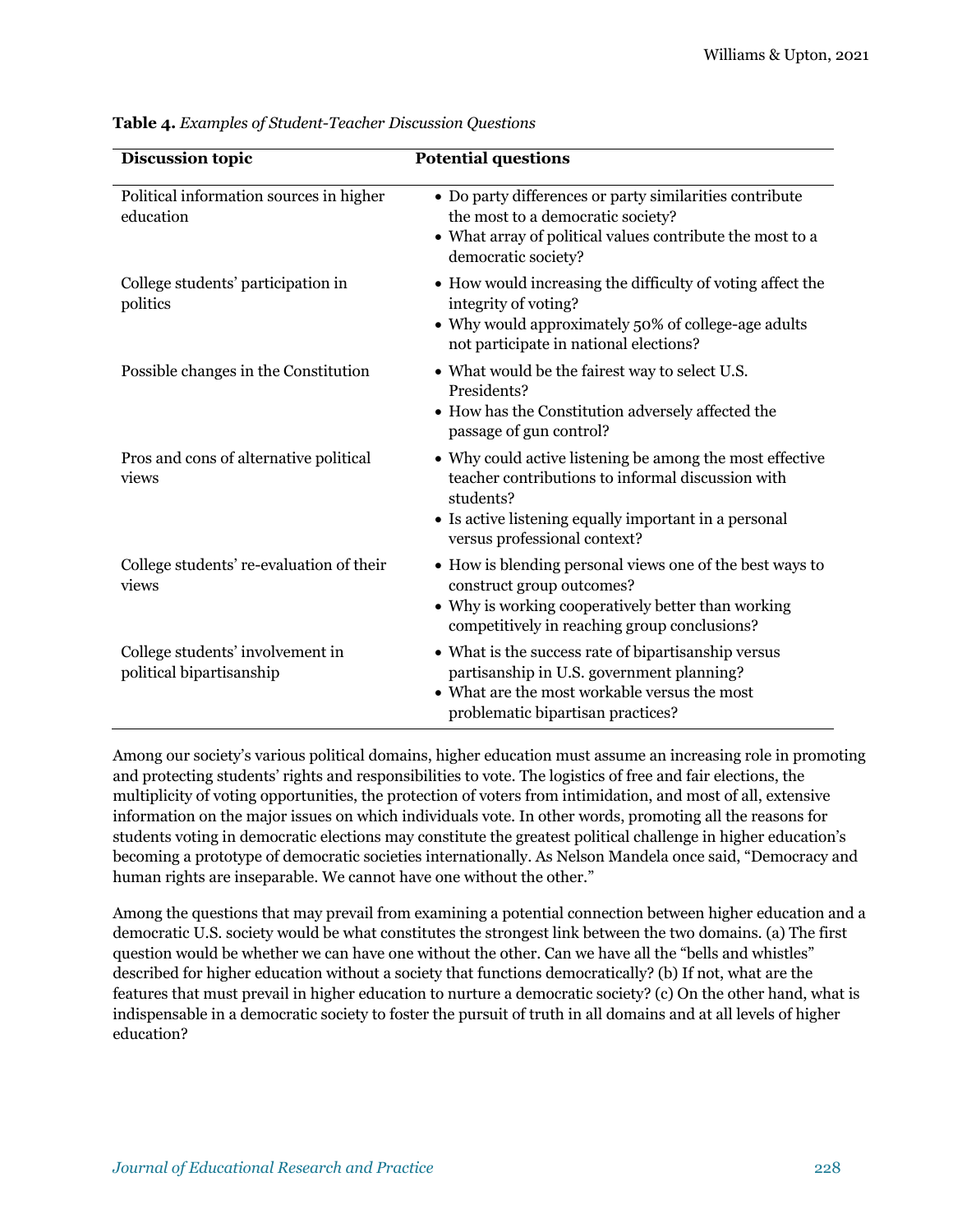**Table 4.** *Examples of Student-Teacher Discussion Questions*

| Discussion topic | Potential questions |
| --- | --- |
| Political information sources in higher education | • Do party differences or party similarities contribute the most to a democratic society?<br>• What array of political values contribute the most to a democratic society? |
| College students' participation in politics | • How would increasing the difficulty of voting affect the integrity of voting?<br>• Why would approximately 50% of college-age adults not participate in national elections? |
| Possible changes in the Constitution | • What would be the fairest way to select U.S. Presidents?<br>• How has the Constitution adversely affected the passage of gun control? |
| Pros and cons of alternative political views | • Why could active listening be among the most effective teacher contributions to informal discussion with students?<br>• Is active listening equally important in a personal versus professional context? |
| College students' re-evaluation of their views | • How is blending personal views one of the best ways to construct group outcomes?<br>• Why is working cooperatively better than working competitively in reaching group conclusions? |
| College students' involvement in political bipartisanship | • What is the success rate of bipartisanship versus partisanship in U.S. government planning?<br>• What are the most workable versus the most problematic bipartisan practices? |

Among our society's various political domains, higher education must assume an increasing role in promoting and protecting students' rights and responsibilities to vote. The logistics of free and fair elections, the multiplicity of voting opportunities, the protection of voters from intimidation, and most of all, extensive information on the major issues on which individuals vote. In other words, promoting all the reasons for students voting in democratic elections may constitute the greatest political challenge in higher education's becoming a prototype of democratic societies internationally. As Nelson Mandela once said, "Democracy and human rights are inseparable. We cannot have one without the other."

Among the questions that may prevail from examining a potential connection between higher education and a democratic U.S. society would be what constitutes the strongest link between the two domains. (a) The first question would be whether we can have one without the other. Can we have all the "bells and whistles" described for higher education without a society that functions democratically? (b) If not, what are the features that must prevail in higher education to nurture a democratic society? (c) On the other hand, what is indispensable in a democratic society to foster the pursuit of truth in all domains and at all levels of higher education?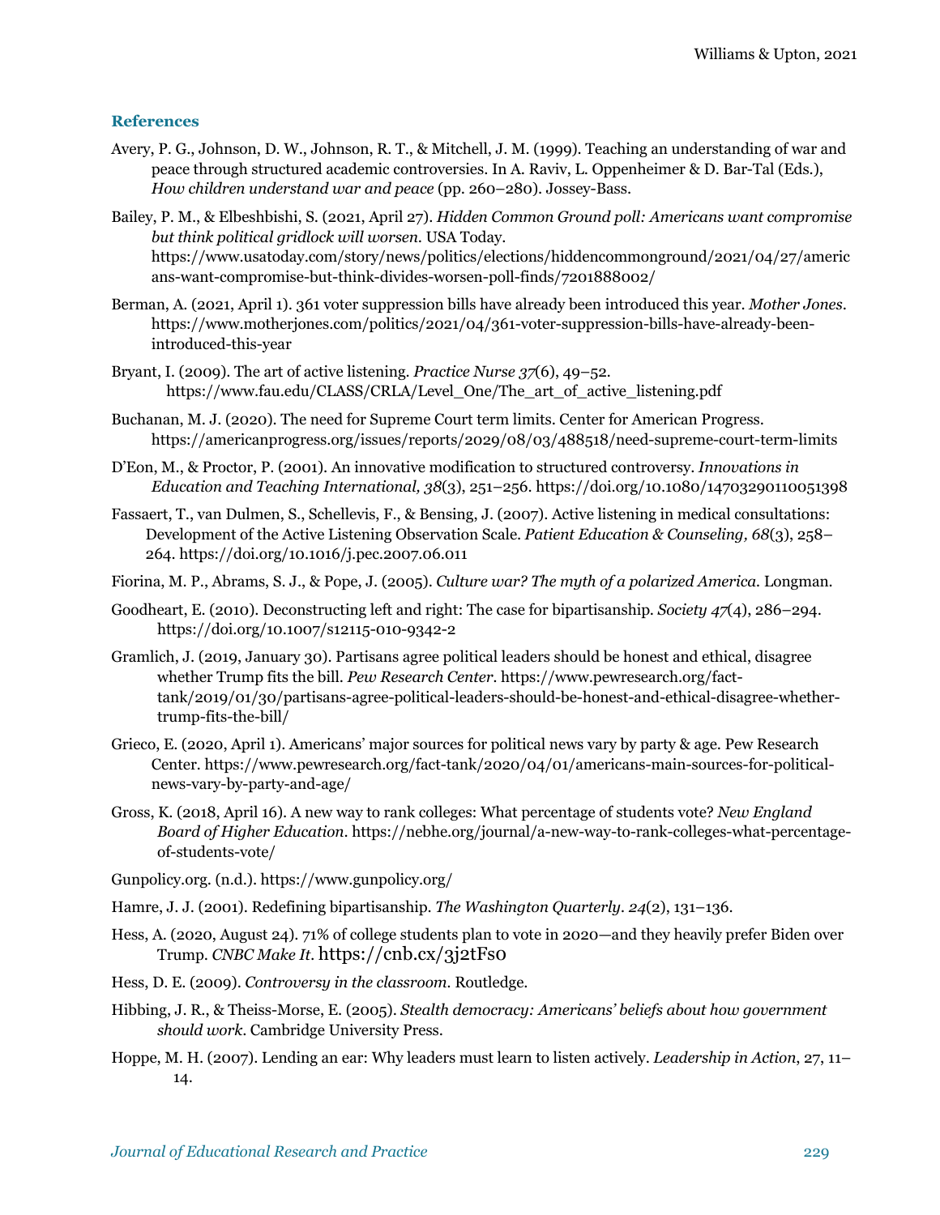### References

Avery, P. G., Johnson, D. W., Johnson, R. T., & Mitchell, J. M. (1999). Teaching an understanding of war and peace through structured academic controversies. In A. Raviv, L. Oppenheimer & D. Bar-Tal (Eds.), *How children understand war and peace* (pp. 260–280). Jossey-Bass.

Bailey, P. M., & Elbeshbishi, S. (2021, April 27). *Hidden Common Ground poll: Americans want compromise but think political gridlock will worsen.* USA Today. https://www.usatoday.com/story/news/politics/elections/hiddencommonground/2021/04/27/americans-want-compromise-but-think-divides-worsen-poll-finds/7201888002/

Berman, A. (2021, April 1). 361 voter suppression bills have already been introduced this year. *Mother Jones*. https://www.motherjones.com/politics/2021/04/361-voter-suppression-bills-have-already-been-introduced-this-year

Bryant, I. (2009). The art of active listening. *Practice Nurse 37*(6), 49–52. https://www.fau.edu/CLASS/CRLA/Level_One/The_art_of_active_listening.pdf

Buchanan, M. J. (2020). The need for Supreme Court term limits. Center for American Progress. https://americanprogress.org/issues/reports/2029/08/03/488518/need-supreme-court-term-limits

D'Eon, M., & Proctor, P. (2001). An innovative modification to structured controversy. *Innovations in Education and Teaching International, 38*(3), 251–256. https://doi.org/10.1080/14703290110051398

Fassaert, T., van Dulmen, S., Schellevis, F., & Bensing, J. (2007). Active listening in medical consultations: Development of the Active Listening Observation Scale. *Patient Education & Counseling, 68*(3), 258–264. https://doi.org/10.1016/j.pec.2007.06.011

Fiorina, M. P., Abrams, S. J., & Pope, J. (2005). *Culture war? The myth of a polarized America.* Longman.

Goodheart, E. (2010). Deconstructing left and right: The case for bipartisanship. *Society 47*(4), 286–294. https://doi.org/10.1007/s12115-010-9342-2

Gramlich, J. (2019, January 30). Partisans agree political leaders should be honest and ethical, disagree whether Trump fits the bill. *Pew Research Center*. https://www.pewresearch.org/fact-tank/2019/01/30/partisans-agree-political-leaders-should-be-honest-and-ethical-disagree-whether-trump-fits-the-bill/

Grieco, E. (2020, April 1). Americans' major sources for political news vary by party & age. Pew Research Center. https://www.pewresearch.org/fact-tank/2020/04/01/americans-main-sources-for-political-news-vary-by-party-and-age/

Gross, K. (2018, April 16). A new way to rank colleges: What percentage of students vote? *New England Board of Higher Education*. https://nebhe.org/journal/a-new-way-to-rank-colleges-what-percentage-of-students-vote/

Gunpolicy.org. (n.d.). https://www.gunpolicy.org/

Hamre, J. J. (2001). Redefining bipartisanship. *The Washington Quarterly*. *24*(2), 131–136.

Hess, A. (2020, August 24). 71% of college students plan to vote in 2020—and they heavily prefer Biden over Trump. *CNBC Make It*. https://cnb.cx/3j2tFs0

Hess, D. E. (2009). *Controversy in the classroom.* Routledge.

Hibbing, J. R., & Theiss-Morse, E. (2005). *Stealth democracy: Americans' beliefs about how government should work*. Cambridge University Press.

Hoppe, M. H. (2007). Lending an ear: Why leaders must learn to listen actively. *Leadership in Action*, 27, 11–14.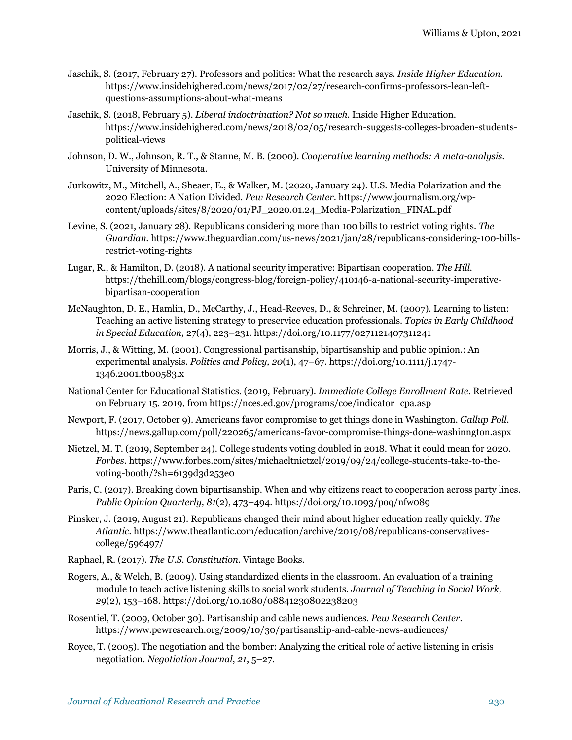Jaschik, S. (2017, February 27). Professors and politics: What the research says. *Inside Higher Education*. https://www.insidehighered.com/news/2017/02/27/research-confirms-professors-lean-left-questions-assumptions-about-what-means

Jaschik, S. (2018, February 5). *Liberal indoctrination? Not so much*. Inside Higher Education. https://www.insidehighered.com/news/2018/02/05/research-suggests-colleges-broaden-students-political-views

Johnson, D. W., Johnson, R. T., & Stanne, M. B. (2000). *Cooperative learning methods: A meta-analysis*. University of Minnesota.

Jurkowitz, M., Mitchell, A., Sheaer, E., & Walker, M. (2020, January 24). U.S. Media Polarization and the 2020 Election: A Nation Divided. *Pew Research Center*. https://www.journalism.org/wp-content/uploads/sites/8/2020/01/PJ_2020.01.24_Media-Polarization_FINAL.pdf

Levine, S. (2021, January 28). Republicans considering more than 100 bills to restrict voting rights. *The Guardian*. https://www.theguardian.com/us-news/2021/jan/28/republicans-considering-100-bills-restrict-voting-rights

Lugar, R., & Hamilton, D. (2018). A national security imperative: Bipartisan cooperation. *The Hill*. https://thehill.com/blogs/congress-blog/foreign-policy/410146-a-national-security-imperative-bipartisan-cooperation

McNaughton, D. E., Hamlin, D., McCarthy, J., Head-Reeves, D., & Schreiner, M. (2007). Learning to listen: Teaching an active listening strategy to preservice education professionals. *Topics in Early Childhood in Special Education,* 27(4), 223–231. https://doi.org/10.1177/0271121407311241

Morris, J., & Witting, M. (2001). Congressional partisanship, bipartisanship and public opinion.: An experimental analysis. *Politics and Policy, 20*(1), 47–67. https://doi.org/10.1111/j.1747-1346.2001.tb00583.x

National Center for Educational Statistics. (2019, February). *Immediate College Enrollment Rate*. Retrieved on February 15, 2019, from https://nces.ed.gov/programs/coe/indicator_cpa.asp

Newport, F. (2017, October 9). Americans favor compromise to get things done in Washington. *Gallup Poll*. https://news.gallup.com/poll/220265/americans-favor-compromise-things-done-washinngton.aspx

Nietzel, M. T. (2019, September 24). College students voting doubled in 2018. What it could mean for 2020. *Forbes*. https://www.forbes.com/sites/michaeltnietzel/2019/09/24/college-students-take-to-the-voting-booth/?sh=6139d3d253e0

Paris, C. (2017). Breaking down bipartisanship. When and why citizens react to cooperation across party lines. *Public Opinion Quarterly, 81*(2), 473–494. https://doi.org/10.1093/poq/nfw089

Pinsker, J. (2019, August 21). Republicans changed their mind about higher education really quickly. *The Atlantic*. https://www.theatlantic.com/education/archive/2019/08/republicans-conservatives-college/596497/

Raphael, R. (2017). *The U.S. Constitution*. Vintage Books.

Rogers, A., & Welch, B. (2009). Using standardized clients in the classroom. An evaluation of a training module to teach active listening skills to social work students. *Journal of Teaching in Social Work, 29*(2), 153–168. https://doi.org/10.1080/08841230802238203

Rosentiel, T. (2009, October 30). Partisanship and cable news audiences. *Pew Research Center*. https://www.pewresearch.org/2009/10/30/partisanship-and-cable-news-audiences/

Royce, T. (2005). The negotiation and the bomber: Analyzing the critical role of active listening in crisis negotiation. *Negotiation Journal*, *21*, 5–27.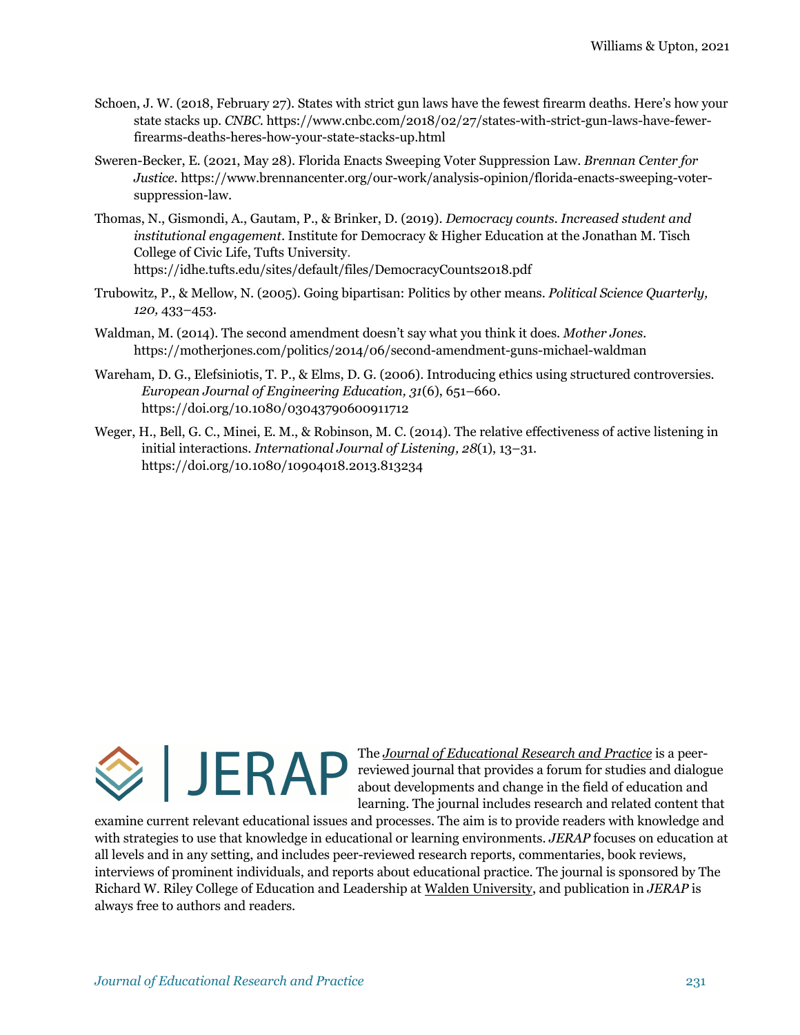Schoen, J. W. (2018, February 27). States with strict gun laws have the fewest firearm deaths. Here's how your state stacks up. *CNBC*. https://www.cnbc.com/2018/02/27/states-with-strict-gun-laws-have-fewer-firearms-deaths-heres-how-your-state-stacks-up.html

Sweren-Becker, E. (2021, May 28). Florida Enacts Sweeping Voter Suppression Law. *Brennan Center for Justice*. https://www.brennancenter.org/our-work/analysis-opinion/florida-enacts-sweeping-voter-suppression-law.

Thomas, N., Gismondi, A., Gautam, P., & Brinker, D. (2019). *Democracy counts. Increased student and institutional engagement*. Institute for Democracy & Higher Education at the Jonathan M. Tisch College of Civic Life, Tufts University. https://idhe.tufts.edu/sites/default/files/DemocracyCounts2018.pdf

Trubowitz, P., & Mellow, N. (2005). Going bipartisan: Politics by other means. *Political Science Quarterly, 120,* 433–453.

Waldman, M. (2014). The second amendment doesn't say what you think it does. *Mother Jones*. https://motherjones.com/politics/2014/06/second-amendment-guns-michael-waldman

Wareham, D. G., Elefsiniotis, T. P., & Elms, D. G. (2006). Introducing ethics using structured controversies. *European Journal of Engineering Education, 31*(6), 651–660. https://doi.org/10.1080/03043790600911712

Weger, H., Bell, G. C., Minei, E. M., & Robinson, M. C. (2014). The relative effectiveness of active listening in initial interactions. *International Journal of Listening, 28*(1), 13–31. https://doi.org/10.1080/10904018.2013.813234

| JERAP

The *Journal of Educational Research and Practice* is a peer-reviewed journal that provides a forum for studies and dialogue about developments and change in the field of education and learning. The journal includes research and related content that examine current relevant educational issues and processes. The aim is to provide readers with knowledge and with strategies to use that knowledge in educational or learning environments. *JERAP* focuses on education at all levels and in any setting, and includes peer-reviewed research reports, commentaries, book reviews, interviews of prominent individuals, and reports about educational practice. The journal is sponsored by The Richard W. Riley College of Education and Leadership at Walden University, and publication in *JERAP* is always free to authors and readers.